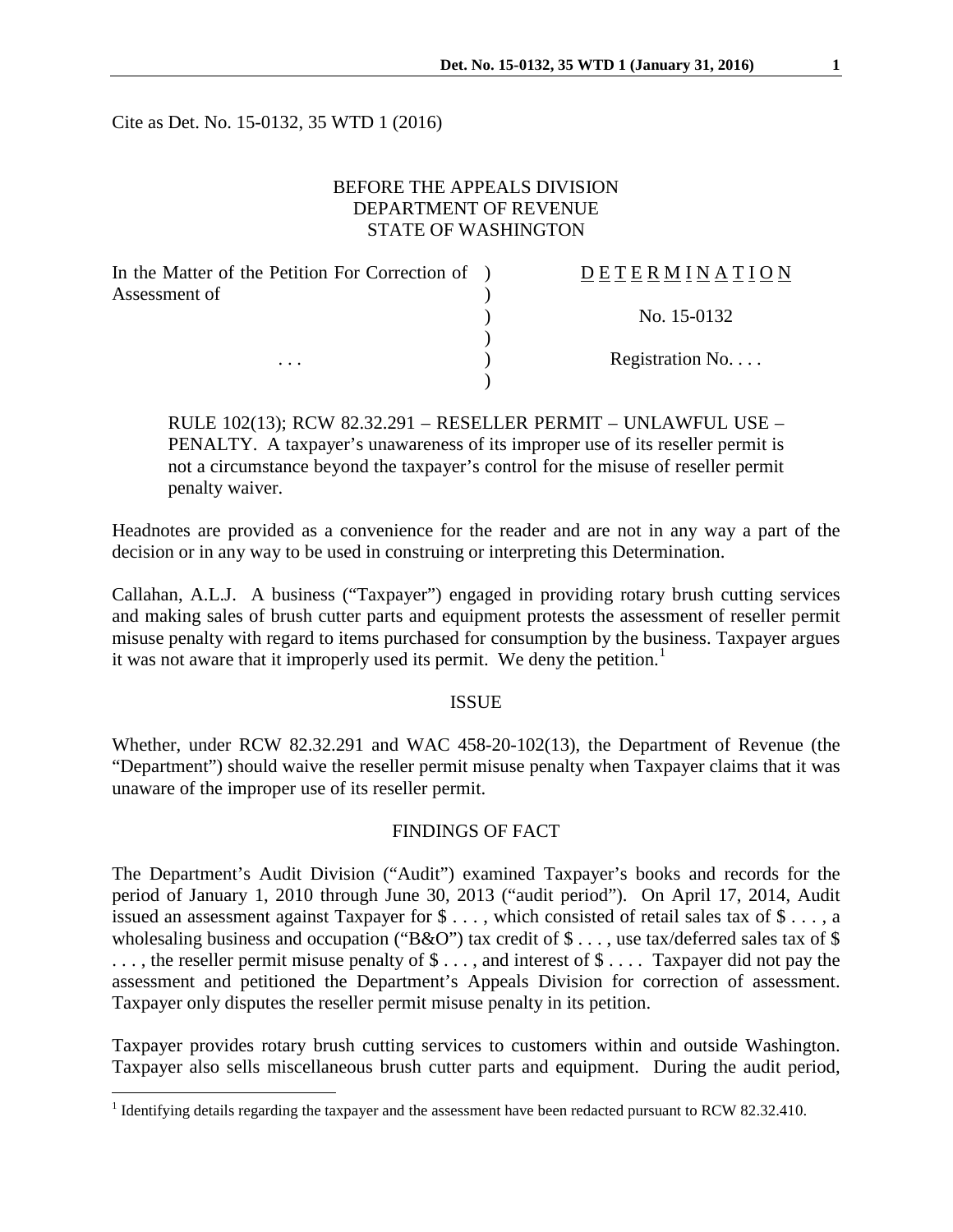Cite as Det. No. 15-0132, 35 WTD 1 (2016)

BEFORE THE APPEALS DIVISION
DEPARTMENT OF REVENUE
STATE OF WASHINGTON

| In the Matter of the Petition For Correction of Assessment of | D E T E R M I N A T I O N |
|---|---|
| | No. 15-0132 |
| . . . | Registration No. . . . |

RULE 102(13); RCW 82.32.291 – RESELLER PERMIT – UNLAWFUL USE – PENALTY. A taxpayer's unawareness of its improper use of its reseller permit is not a circumstance beyond the taxpayer's control for the misuse of reseller permit penalty waiver.

Headnotes are provided as a convenience for the reader and are not in any way a part of the decision or in any way to be used in construing or interpreting this Determination.

Callahan, A.L.J. A business ("Taxpayer") engaged in providing rotary brush cutting services and making sales of brush cutter parts and equipment protests the assessment of reseller permit misuse penalty with regard to items purchased for consumption by the business. Taxpayer argues it was not aware that it improperly used its permit. We deny the petition.[1]

## ISSUE

Whether, under RCW 82.32.291 and WAC 458-20-102(13), the Department of Revenue (the "Department") should waive the reseller permit misuse penalty when Taxpayer claims that it was unaware of the improper use of its reseller permit.

## FINDINGS OF FACT

The Department's Audit Division ("Audit") examined Taxpayer's books and records for the period of January 1, 2010 through June 30, 2013 ("audit period"). On April 17, 2014, Audit issued an assessment against Taxpayer for $ . . . , which consisted of retail sales tax of $ . . . , a wholesaling business and occupation ("B&O") tax credit of $ . . . , use tax/deferred sales tax of $ . . . , the reseller permit misuse penalty of $ . . . , and interest of $ . . . . Taxpayer did not pay the assessment and petitioned the Department's Appeals Division for correction of assessment. Taxpayer only disputes the reseller permit misuse penalty in its petition.

Taxpayer provides rotary brush cutting services to customers within and outside Washington. Taxpayer also sells miscellaneous brush cutter parts and equipment. During the audit period,

[1] Identifying details regarding the taxpayer and the assessment have been redacted pursuant to RCW 82.32.410.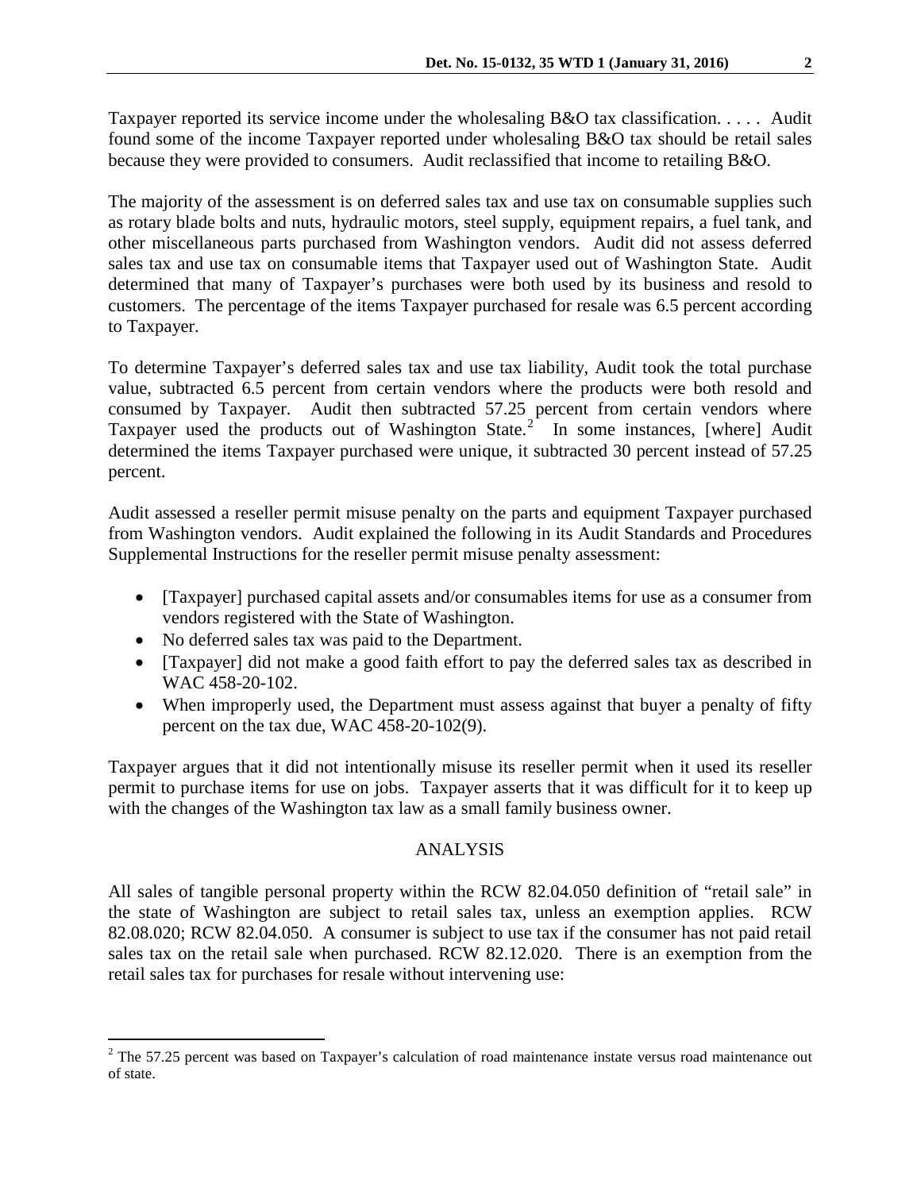Taxpayer reported its service income under the wholesaling B&O tax classification. . . . . Audit found some of the income Taxpayer reported under wholesaling B&O tax should be retail sales because they were provided to consumers. Audit reclassified that income to retailing B&O.

The majority of the assessment is on deferred sales tax and use tax on consumable supplies such as rotary blade bolts and nuts, hydraulic motors, steel supply, equipment repairs, a fuel tank, and other miscellaneous parts purchased from Washington vendors. Audit did not assess deferred sales tax and use tax on consumable items that Taxpayer used out of Washington State. Audit determined that many of Taxpayer's purchases were both used by its business and resold to customers. The percentage of the items Taxpayer purchased for resale was 6.5 percent according to Taxpayer.

To determine Taxpayer's deferred sales tax and use tax liability, Audit took the total purchase value, subtracted 6.5 percent from certain vendors where the products were both resold and consumed by Taxpayer. Audit then subtracted 57.25 percent from certain vendors where Taxpayer used the products out of Washington State.[2] In some instances, [where] Audit determined the items Taxpayer purchased were unique, it subtracted 30 percent instead of 57.25 percent.

Audit assessed a reseller permit misuse penalty on the parts and equipment Taxpayer purchased from Washington vendors. Audit explained the following in its Audit Standards and Procedures Supplemental Instructions for the reseller permit misuse penalty assessment:

- [Taxpayer] purchased capital assets and/or consumables items for use as a consumer from vendors registered with the State of Washington.
- No deferred sales tax was paid to the Department.
- [Taxpayer] did not make a good faith effort to pay the deferred sales tax as described in WAC 458-20-102.
- When improperly used, the Department must assess against that buyer a penalty of fifty percent on the tax due, WAC 458-20-102(9).

Taxpayer argues that it did not intentionally misuse its reseller permit when it used its reseller permit to purchase items for use on jobs. Taxpayer asserts that it was difficult for it to keep up with the changes of the Washington tax law as a small family business owner.

## ANALYSIS

All sales of tangible personal property within the RCW 82.04.050 definition of "retail sale" in the state of Washington are subject to retail sales tax, unless an exemption applies. RCW 82.08.020; RCW 82.04.050. A consumer is subject to use tax if the consumer has not paid retail sales tax on the retail sale when purchased. RCW 82.12.020. There is an exemption from the retail sales tax for purchases for resale without intervening use:

---

[2] The 57.25 percent was based on Taxpayer's calculation of road maintenance instate versus road maintenance out of state.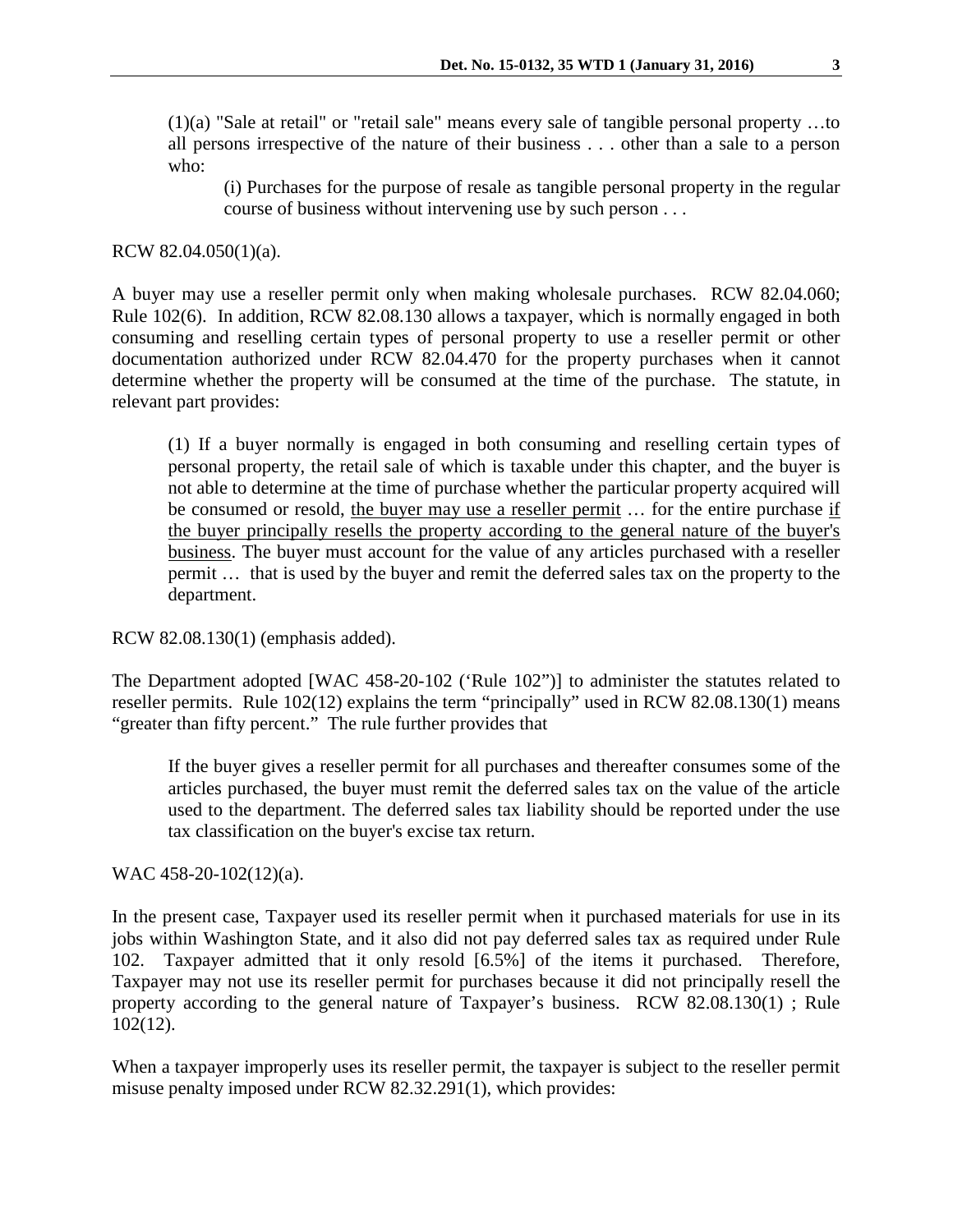> (1)(a) "Sale at retail" or "retail sale" means every sale of tangible personal property …to all persons irrespective of the nature of their business . . . other than a sale to a person who:
>
> > (i) Purchases for the purpose of resale as tangible personal property in the regular course of business without intervening use by such person . . .

RCW 82.04.050(1)(a).

A buyer may use a reseller permit only when making wholesale purchases. RCW 82.04.060; Rule 102(6). In addition, RCW 82.08.130 allows a taxpayer, which is normally engaged in both consuming and reselling certain types of personal property to use a reseller permit or other documentation authorized under RCW 82.04.470 for the property purchases when it cannot determine whether the property will be consumed at the time of the purchase. The statute, in relevant part provides:

> (1) If a buyer normally is engaged in both consuming and reselling certain types of personal property, the retail sale of which is taxable under this chapter, and the buyer is not able to determine at the time of purchase whether the particular property acquired will be consumed or resold, <u>the buyer may use a reseller permit</u> … for the entire purchase <u>if the buyer principally resells the property according to the general nature of the buyer's business</u>. The buyer must account for the value of any articles purchased with a reseller permit … that is used by the buyer and remit the deferred sales tax on the property to the department.

RCW 82.08.130(1) (emphasis added).

The Department adopted [WAC 458-20-102 ('Rule 102")] to administer the statutes related to reseller permits. Rule 102(12) explains the term "principally" used in RCW 82.08.130(1) means "greater than fifty percent." The rule further provides that

> If the buyer gives a reseller permit for all purchases and thereafter consumes some of the articles purchased, the buyer must remit the deferred sales tax on the value of the article used to the department. The deferred sales tax liability should be reported under the use tax classification on the buyer's excise tax return.

WAC 458-20-102(12)(a).

In the present case, Taxpayer used its reseller permit when it purchased materials for use in its jobs within Washington State, and it also did not pay deferred sales tax as required under Rule 102. Taxpayer admitted that it only resold [6.5%] of the items it purchased. Therefore, Taxpayer may not use its reseller permit for purchases because it did not principally resell the property according to the general nature of Taxpayer's business. RCW 82.08.130(1) ; Rule 102(12).

When a taxpayer improperly uses its reseller permit, the taxpayer is subject to the reseller permit misuse penalty imposed under RCW 82.32.291(1), which provides: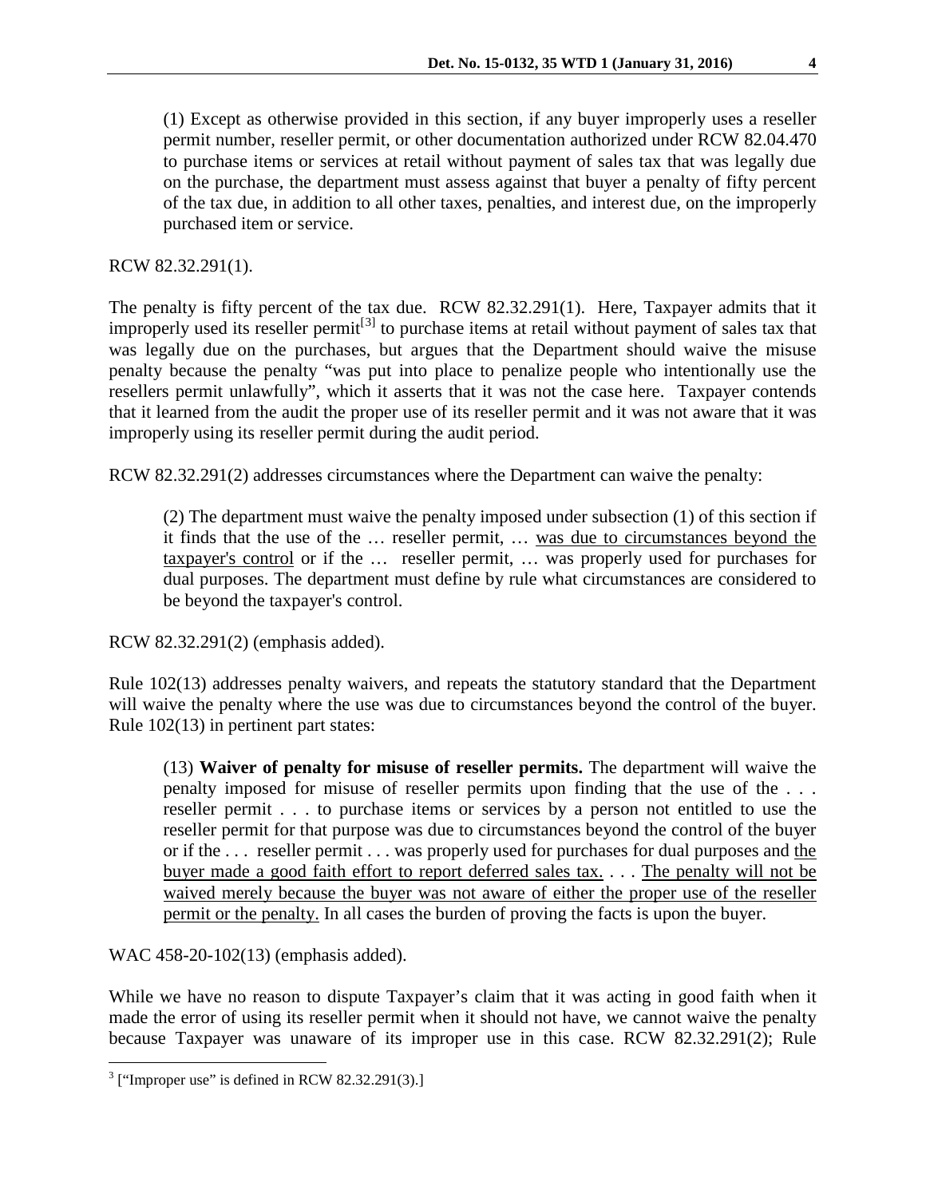> (1) Except as otherwise provided in this section, if any buyer improperly uses a reseller permit number, reseller permit, or other documentation authorized under RCW 82.04.470 to purchase items or services at retail without payment of sales tax that was legally due on the purchase, the department must assess against that buyer a penalty of fifty percent of the tax due, in addition to all other taxes, penalties, and interest due, on the improperly purchased item or service.

RCW 82.32.291(1).

The penalty is fifty percent of the tax due. RCW 82.32.291(1). Here, Taxpayer admits that it improperly used its reseller permit[3] to purchase items at retail without payment of sales tax that was legally due on the purchases, but argues that the Department should waive the misuse penalty because the penalty "was put into place to penalize people who intentionally use the resellers permit unlawfully", which it asserts that it was not the case here. Taxpayer contends that it learned from the audit the proper use of its reseller permit and it was not aware that it was improperly using its reseller permit during the audit period.

RCW 82.32.291(2) addresses circumstances where the Department can waive the penalty:

> (2) The department must waive the penalty imposed under subsection (1) of this section if it finds that the use of the … reseller permit, … <u>was due to circumstances beyond the taxpayer's control</u> or if the … reseller permit, … was properly used for purchases for dual purposes. The department must define by rule what circumstances are considered to be beyond the taxpayer's control.

RCW 82.32.291(2) (emphasis added).

Rule 102(13) addresses penalty waivers, and repeats the statutory standard that the Department will waive the penalty where the use was due to circumstances beyond the control of the buyer. Rule 102(13) in pertinent part states:

> (13) **Waiver of penalty for misuse of reseller permits.** The department will waive the penalty imposed for misuse of reseller permits upon finding that the use of the . . . reseller permit . . . to purchase items or services by a person not entitled to use the reseller permit for that purpose was due to circumstances beyond the control of the buyer or if the . . . reseller permit . . . was properly used for purchases for dual purposes and <u>the buyer made a good faith effort to report deferred sales tax.</u> . . . <u>The penalty will not be waived merely because the buyer was not aware of either the proper use of the reseller permit or the penalty.</u> In all cases the burden of proving the facts is upon the buyer.

WAC 458-20-102(13) (emphasis added).

While we have no reason to dispute Taxpayer's claim that it was acting in good faith when it made the error of using its reseller permit when it should not have, we cannot waive the penalty because Taxpayer was unaware of its improper use in this case. RCW 82.32.291(2); Rule

[3] ["Improper use" is defined in RCW 82.32.291(3).]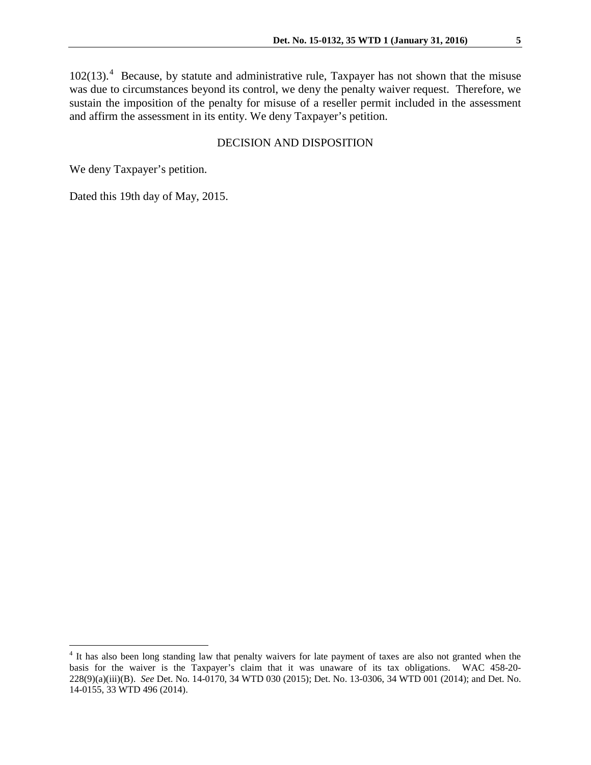102(13).[4] Because, by statute and administrative rule, Taxpayer has not shown that the misuse was due to circumstances beyond its control, we deny the penalty waiver request. Therefore, we sustain the imposition of the penalty for misuse of a reseller permit included in the assessment and affirm the assessment in its entity. We deny Taxpayer's petition.

## DECISION AND DISPOSITION

We deny Taxpayer's petition.

Dated this 19th day of May, 2015.

---

[4] It has also been long standing law that penalty waivers for late payment of taxes are also not granted when the basis for the waiver is the Taxpayer's claim that it was unaware of its tax obligations. WAC 458-20-228(9)(a)(iii)(B). *See* Det. No. 14-0170, 34 WTD 030 (2015); Det. No. 13-0306, 34 WTD 001 (2014); and Det. No. 14-0155, 33 WTD 496 (2014).